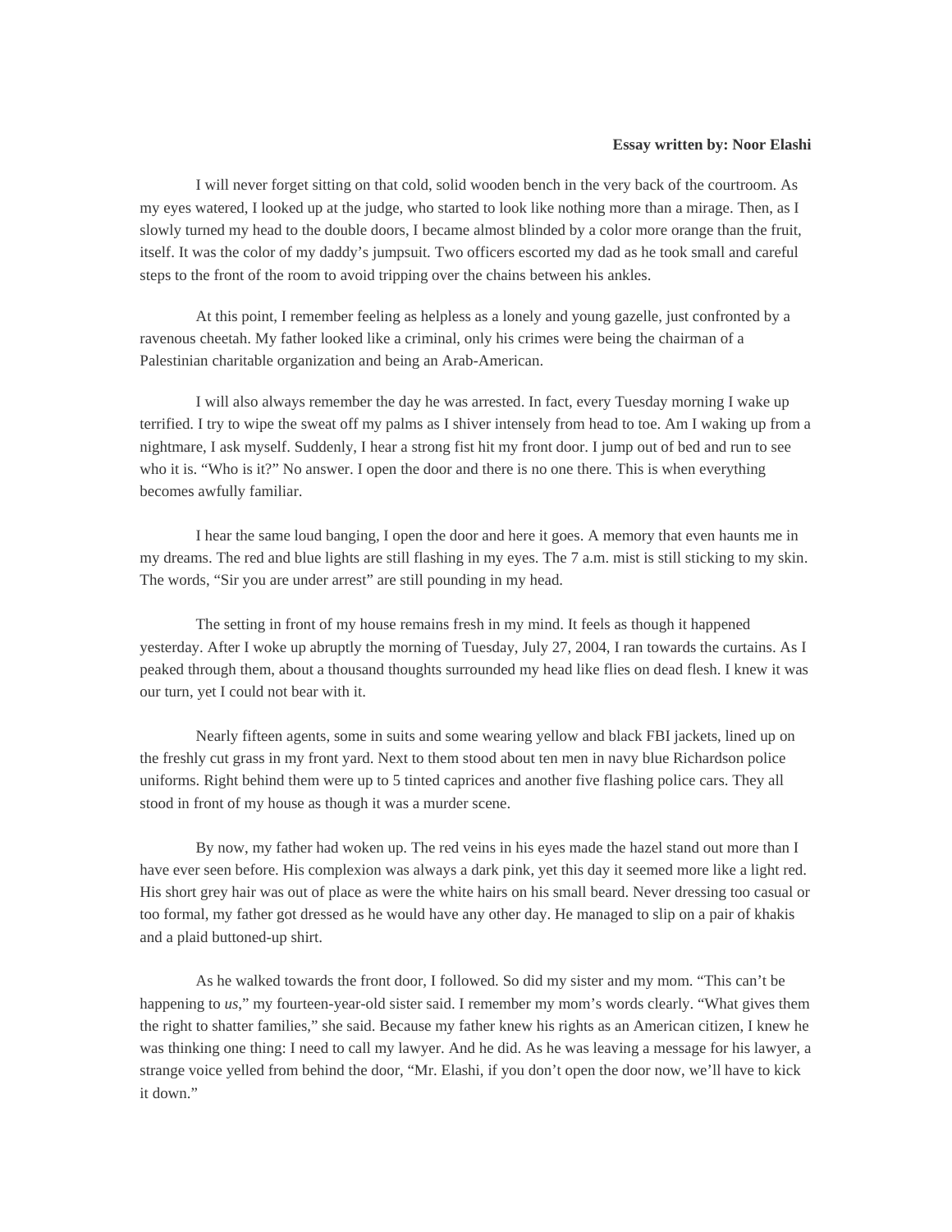**Essay written by: Noor Elashi**

I will never forget sitting on that cold, solid wooden bench in the very back of the courtroom. As my eyes watered, I looked up at the judge, who started to look like nothing more than a mirage. Then, as I slowly turned my head to the double doors, I became almost blinded by a color more orange than the fruit, itself. It was the color of my daddy's jumpsuit. Two officers escorted my dad as he took small and careful steps to the front of the room to avoid tripping over the chains between his ankles.

At this point, I remember feeling as helpless as a lonely and young gazelle, just confronted by a ravenous cheetah. My father looked like a criminal, only his crimes were being the chairman of a Palestinian charitable organization and being an Arab-American.

I will also always remember the day he was arrested. In fact, every Tuesday morning I wake up terrified. I try to wipe the sweat off my palms as I shiver intensely from head to toe. Am I waking up from a nightmare, I ask myself. Suddenly, I hear a strong fist hit my front door. I jump out of bed and run to see who it is. "Who is it?" No answer. I open the door and there is no one there. This is when everything becomes awfully familiar.

I hear the same loud banging, I open the door and here it goes. A memory that even haunts me in my dreams. The red and blue lights are still flashing in my eyes. The 7 a.m. mist is still sticking to my skin. The words, "Sir you are under arrest" are still pounding in my head.

The setting in front of my house remains fresh in my mind. It feels as though it happened yesterday. After I woke up abruptly the morning of Tuesday, July 27, 2004, I ran towards the curtains. As I peaked through them, about a thousand thoughts surrounded my head like flies on dead flesh. I knew it was our turn, yet I could not bear with it.

Nearly fifteen agents, some in suits and some wearing yellow and black FBI jackets, lined up on the freshly cut grass in my front yard. Next to them stood about ten men in navy blue Richardson police uniforms. Right behind them were up to 5 tinted caprices and another five flashing police cars. They all stood in front of my house as though it was a murder scene.

By now, my father had woken up. The red veins in his eyes made the hazel stand out more than I have ever seen before. His complexion was always a dark pink, yet this day it seemed more like a light red. His short grey hair was out of place as were the white hairs on his small beard. Never dressing too casual or too formal, my father got dressed as he would have any other day. He managed to slip on a pair of khakis and a plaid buttoned-up shirt.

As he walked towards the front door, I followed. So did my sister and my mom. "This can't be happening to *us*," my fourteen-year-old sister said. I remember my mom's words clearly. "What gives them the right to shatter families," she said. Because my father knew his rights as an American citizen, I knew he was thinking one thing: I need to call my lawyer. And he did. As he was leaving a message for his lawyer, a strange voice yelled from behind the door, "Mr. Elashi, if you don't open the door now, we'll have to kick it down."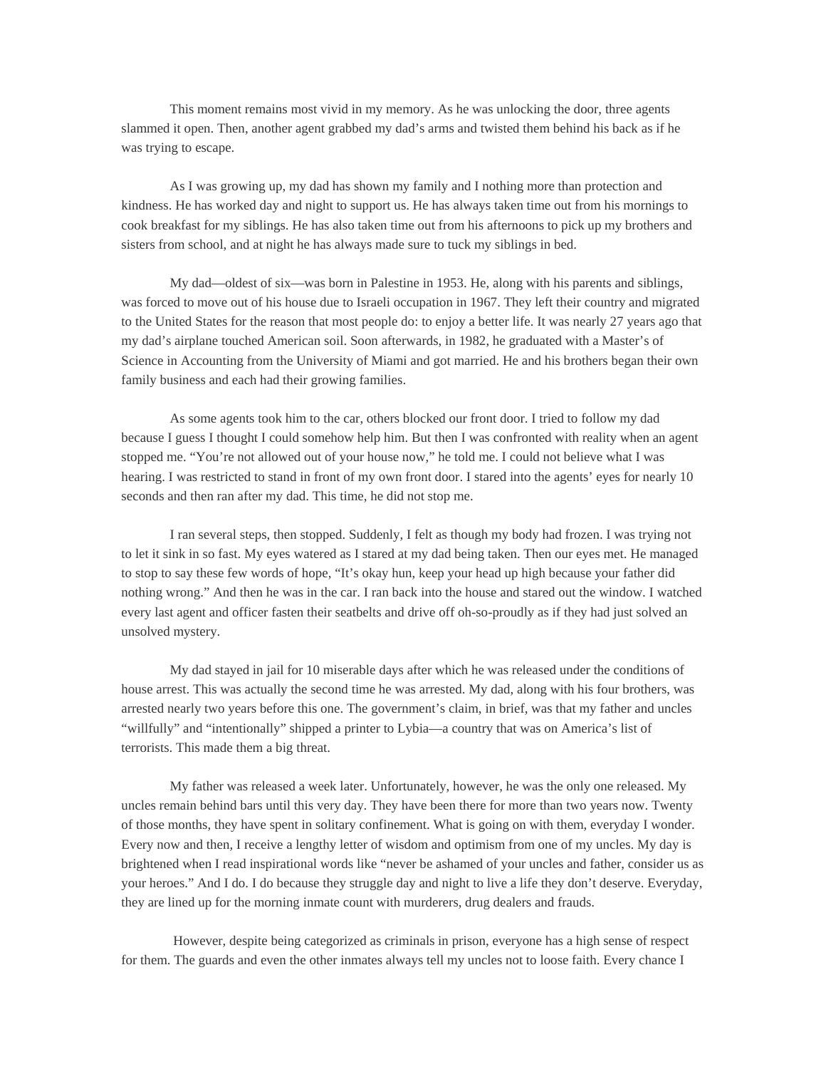This moment remains most vivid in my memory. As he was unlocking the door, three agents slammed it open. Then, another agent grabbed my dad's arms and twisted them behind his back as if he was trying to escape.

As I was growing up, my dad has shown my family and I nothing more than protection and kindness. He has worked day and night to support us. He has always taken time out from his mornings to cook breakfast for my siblings. He has also taken time out from his afternoons to pick up my brothers and sisters from school, and at night he has always made sure to tuck my siblings in bed.

My dad—oldest of six—was born in Palestine in 1953. He, along with his parents and siblings, was forced to move out of his house due to Israeli occupation in 1967. They left their country and migrated to the United States for the reason that most people do: to enjoy a better life. It was nearly 27 years ago that my dad's airplane touched American soil. Soon afterwards, in 1982, he graduated with a Master's of Science in Accounting from the University of Miami and got married. He and his brothers began their own family business and each had their growing families.

As some agents took him to the car, others blocked our front door. I tried to follow my dad because I guess I thought I could somehow help him. But then I was confronted with reality when an agent stopped me. "You're not allowed out of your house now," he told me. I could not believe what I was hearing. I was restricted to stand in front of my own front door. I stared into the agents' eyes for nearly 10 seconds and then ran after my dad. This time, he did not stop me.

I ran several steps, then stopped. Suddenly, I felt as though my body had frozen. I was trying not to let it sink in so fast. My eyes watered as I stared at my dad being taken. Then our eyes met. He managed to stop to say these few words of hope, "It's okay hun, keep your head up high because your father did nothing wrong." And then he was in the car. I ran back into the house and stared out the window. I watched every last agent and officer fasten their seatbelts and drive off oh-so-proudly as if they had just solved an unsolved mystery.

My dad stayed in jail for 10 miserable days after which he was released under the conditions of house arrest. This was actually the second time he was arrested. My dad, along with his four brothers, was arrested nearly two years before this one. The government's claim, in brief, was that my father and uncles "willfully" and "intentionally" shipped a printer to Lybia—a country that was on America's list of terrorists. This made them a big threat.

My father was released a week later. Unfortunately, however, he was the only one released. My uncles remain behind bars until this very day. They have been there for more than two years now. Twenty of those months, they have spent in solitary confinement. What is going on with them, everyday I wonder. Every now and then, I receive a lengthy letter of wisdom and optimism from one of my uncles. My day is brightened when I read inspirational words like "never be ashamed of your uncles and father, consider us as your heroes." And I do. I do because they struggle day and night to live a life they don't deserve. Everyday, they are lined up for the morning inmate count with murderers, drug dealers and frauds.

However, despite being categorized as criminals in prison, everyone has a high sense of respect for them. The guards and even the other inmates always tell my uncles not to loose faith. Every chance I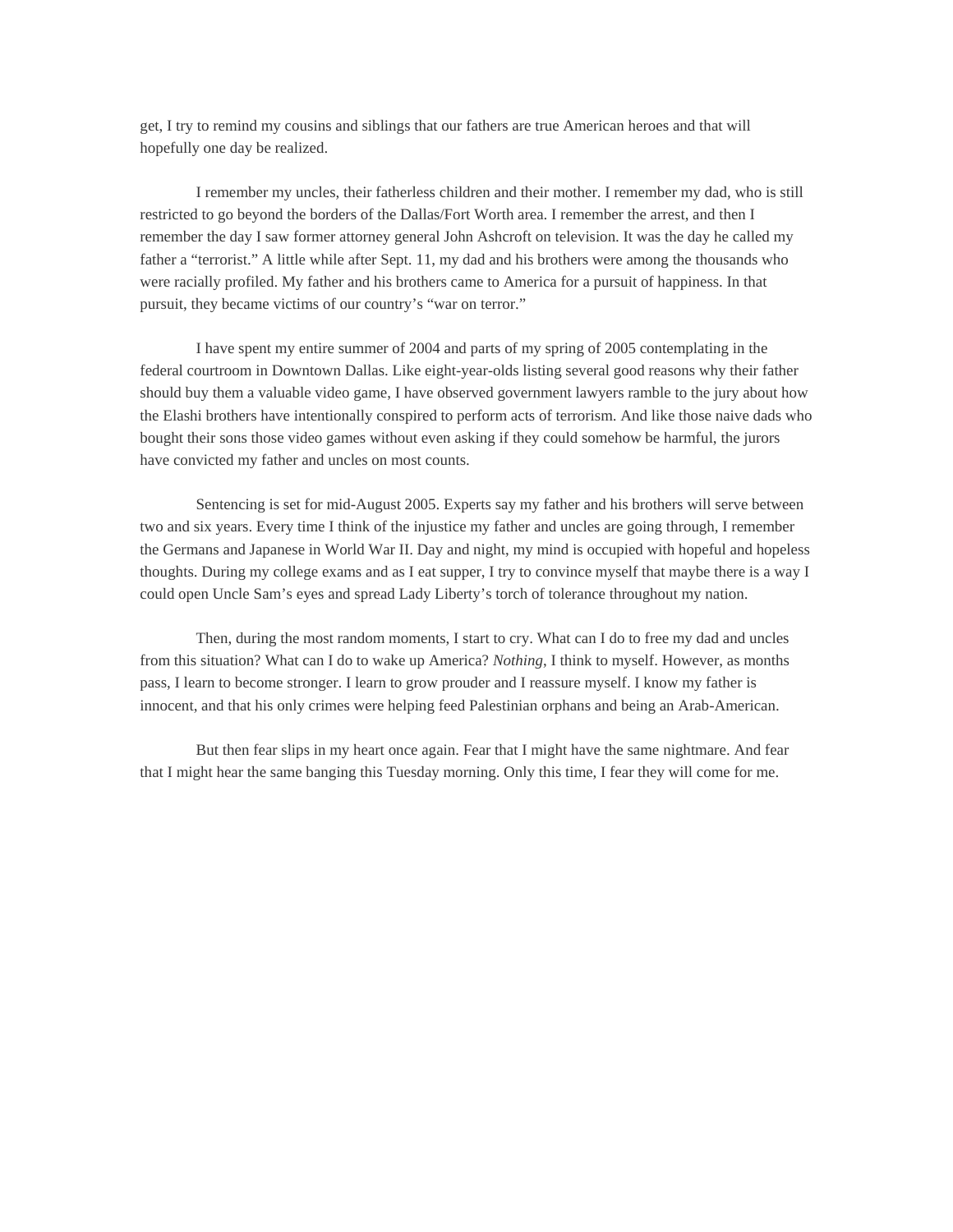get, I try to remind my cousins and siblings that our fathers are true American heroes and that will hopefully one day be realized.

I remember my uncles, their fatherless children and their mother. I remember my dad, who is still restricted to go beyond the borders of the Dallas/Fort Worth area. I remember the arrest, and then I remember the day I saw former attorney general John Ashcroft on television. It was the day he called my father a "terrorist." A little while after Sept. 11, my dad and his brothers were among the thousands who were racially profiled. My father and his brothers came to America for a pursuit of happiness. In that pursuit, they became victims of our country's "war on terror."

I have spent my entire summer of 2004 and parts of my spring of 2005 contemplating in the federal courtroom in Downtown Dallas. Like eight-year-olds listing several good reasons why their father should buy them a valuable video game, I have observed government lawyers ramble to the jury about how the Elashi brothers have intentionally conspired to perform acts of terrorism. And like those naive dads who bought their sons those video games without even asking if they could somehow be harmful, the jurors have convicted my father and uncles on most counts.

Sentencing is set for mid-August 2005. Experts say my father and his brothers will serve between two and six years. Every time I think of the injustice my father and uncles are going through, I remember the Germans and Japanese in World War II. Day and night, my mind is occupied with hopeful and hopeless thoughts. During my college exams and as I eat supper, I try to convince myself that maybe there is a way I could open Uncle Sam's eyes and spread Lady Liberty's torch of tolerance throughout my nation.

Then, during the most random moments, I start to cry. What can I do to free my dad and uncles from this situation? What can I do to wake up America? *Nothing*, I think to myself. However, as months pass, I learn to become stronger. I learn to grow prouder and I reassure myself. I know my father is innocent, and that his only crimes were helping feed Palestinian orphans and being an Arab-American.

But then fear slips in my heart once again. Fear that I might have the same nightmare. And fear that I might hear the same banging this Tuesday morning. Only this time, I fear they will come for me.